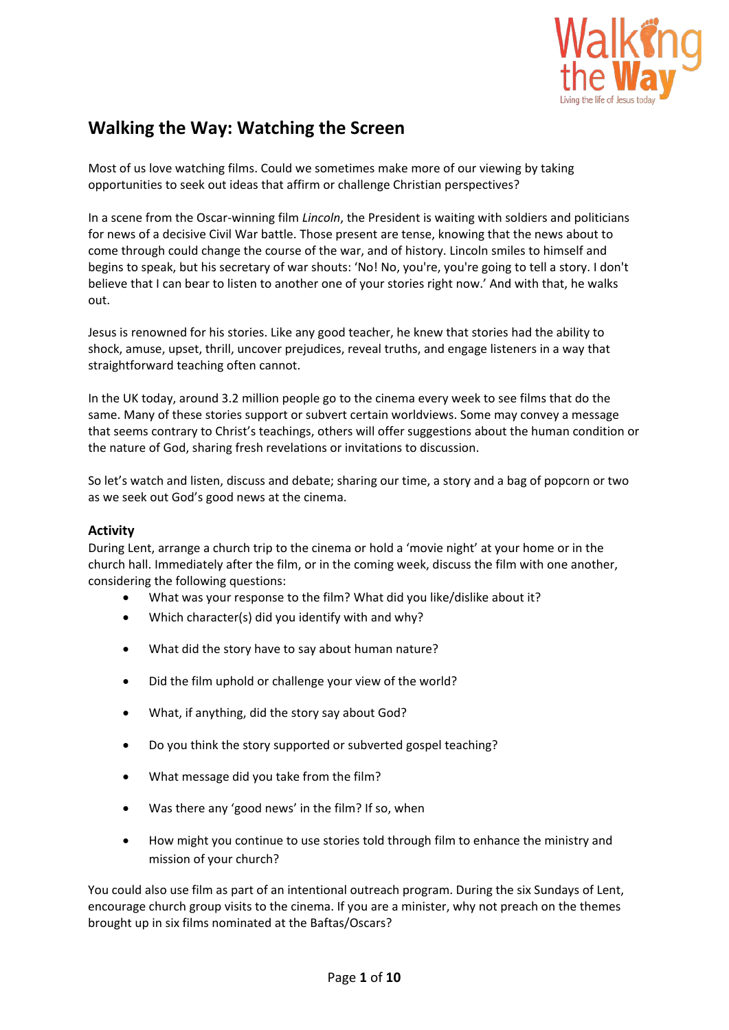# Walking the Way: Watching the Screen

Most of us love watching films. Could we sometimes make more of our viewing by taking opportunities to seek out ideas that affirm or challenge Christian perspectives?

In a scene from the Oscar-winning film *Lincoln*, the President is waiting with soldiers and politicians for news of a decisive Civil War battle. Those present are tense, knowing that the news about to come through could change the course of the war, and of history. Lincoln smiles to himself and begins to speak, but his secretary of war shouts: 'No! No, you're, you're going to tell a story. I don't believe that I can bear to listen to another one of your stories right now.' And with that, he walks out.

Jesus is renowned for his stories. Like any good teacher, he knew that stories had the ability to shock, amuse, upset, thrill, uncover prejudices, reveal truths, and engage listeners in a way that straightforward teaching often cannot.

In the UK today, around 3.2 million people go to the cinema every week to see films that do the same. Many of these stories support or subvert certain worldviews. Some may convey a message that seems contrary to Christ's teachings, others will offer suggestions about the human condition or the nature of God, sharing fresh revelations or invitations to discussion.

So let's watch and listen, discuss and debate; sharing our time, a story and a bag of popcorn or two as we seek out God's good news at the cinema.

### Activity

During Lent, arrange a church trip to the cinema or hold a 'movie night' at your home or in the church hall. Immediately after the film, or in the coming week, discuss the film with one another, considering the following questions:

- What was your response to the film? What did you like/dislike about it?
- Which character(s) did you identify with and why?
- What did the story have to say about human nature?
- Did the film uphold or challenge your view of the world?
- What, if anything, did the story say about God?
- Do you think the story supported or subverted gospel teaching?
- What message did you take from the film?
- Was there any 'good news' in the film? If so, when
- How might you continue to use stories told through film to enhance the ministry and mission of your church?

You could also use film as part of an intentional outreach program. During the six Sundays of Lent, encourage church group visits to the cinema. If you are a minister, why not preach on the themes brought up in six films nominated at the Baftas/Oscars?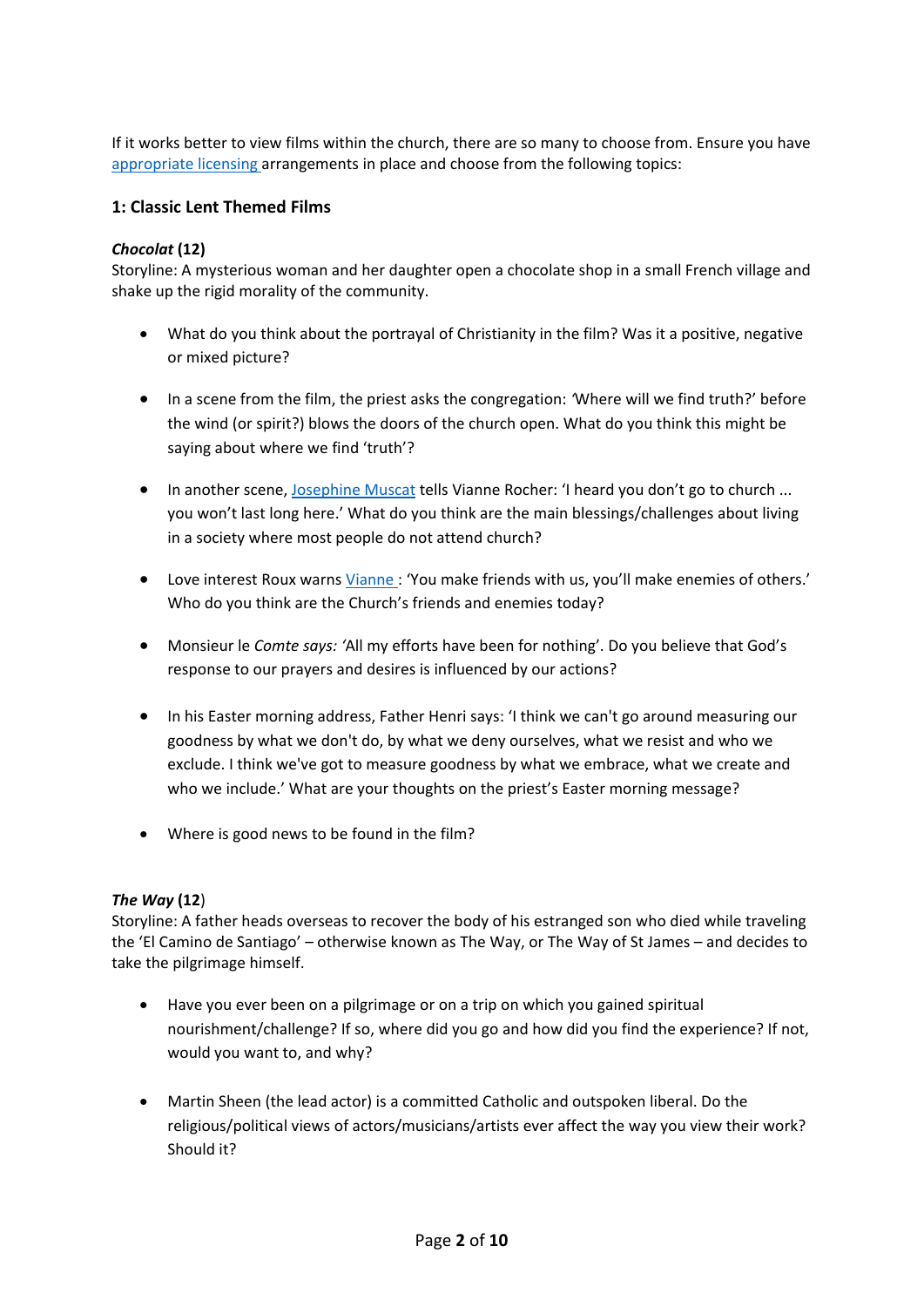If it works better to view films within the church, there are so many to choose from. Ensure you have appropriate licensing arrangements in place and choose from the following topics:

### 1: Classic Lent Themed Films

***Chocolat*** **(12)**
Storyline: A mysterious woman and her daughter open a chocolate shop in a small French village and shake up the rigid morality of the community.

- What do you think about the portrayal of Christianity in the film? Was it a positive, negative or mixed picture?
- In a scene from the film, the priest asks the congregation: *'*Where will we find truth?' before the wind (or spirit?) blows the doors of the church open. What do you think this might be saying about where we find 'truth'?
- In another scene, Josephine Muscat tells Vianne Rocher: 'I heard you don't go to church ... you won't last long here.' What do you think are the main blessings/challenges about living in a society where most people do not attend church?
- Love interest Roux warns Vianne : 'You make friends with us, you'll make enemies of others.' Who do you think are the Church's friends and enemies today?
- Monsieur le *Comte says: '*All my efforts have been for nothing'. Do you believe that God's response to our prayers and desires is influenced by our actions?
- In his Easter morning address, Father Henri says: 'I think we can't go around measuring our goodness by what we don't do, by what we deny ourselves, what we resist and who we exclude. I think we've got to measure goodness by what we embrace, what we create and who we include.' What are your thoughts on the priest's Easter morning message?
- Where is good news to be found in the film?

***The Way*** **(12)**
Storyline: A father heads overseas to recover the body of his estranged son who died while traveling the 'El Camino de Santiago' – otherwise known as The Way, or The Way of St James – and decides to take the pilgrimage himself.

- Have you ever been on a pilgrimage or on a trip on which you gained spiritual nourishment/challenge? If so, where did you go and how did you find the experience? If not, would you want to, and why?
- Martin Sheen (the lead actor) is a committed Catholic and outspoken liberal. Do the religious/political views of actors/musicians/artists ever affect the way you view their work? Should it?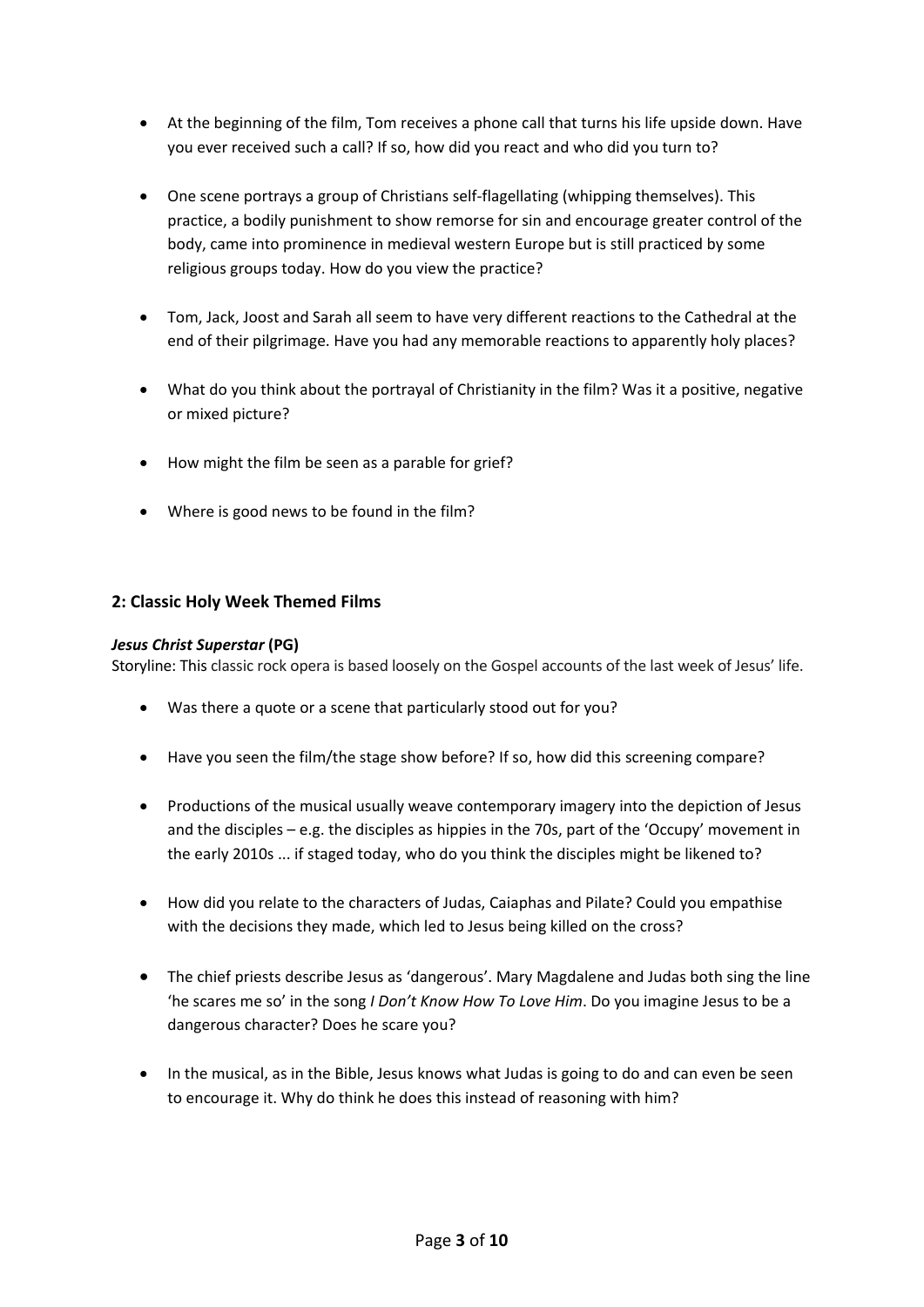- At the beginning of the film, Tom receives a phone call that turns his life upside down. Have you ever received such a call? If so, how did you react and who did you turn to?

- One scene portrays a group of Christians self-flagellating (whipping themselves). This practice, a bodily punishment to show remorse for sin and encourage greater control of the body, came into prominence in medieval western Europe but is still practiced by some religious groups today. How do you view the practice?

- Tom, Jack, Joost and Sarah all seem to have very different reactions to the Cathedral at the end of their pilgrimage. Have you had any memorable reactions to apparently holy places?

- What do you think about the portrayal of Christianity in the film? Was it a positive, negative or mixed picture?

- How might the film be seen as a parable for grief?

- Where is good news to be found in the film?

## 2: Classic Holy Week Themed Films

***Jesus Christ Superstar* (PG)**

Storyline: This classic rock opera is based loosely on the Gospel accounts of the last week of Jesus' life.

- Was there a quote or a scene that particularly stood out for you?

- Have you seen the film/the stage show before? If so, how did this screening compare?

- Productions of the musical usually weave contemporary imagery into the depiction of Jesus and the disciples – e.g. the disciples as hippies in the 70s, part of the 'Occupy' movement in the early 2010s ... if staged today, who do you think the disciples might be likened to?

- How did you relate to the characters of Judas, Caiaphas and Pilate? Could you empathise with the decisions they made, which led to Jesus being killed on the cross?

- The chief priests describe Jesus as 'dangerous'. Mary Magdalene and Judas both sing the line 'he scares me so' in the song *I Don't Know How To Love Him*. Do you imagine Jesus to be a dangerous character? Does he scare you?

- In the musical, as in the Bible, Jesus knows what Judas is going to do and can even be seen to encourage it. Why do think he does this instead of reasoning with him?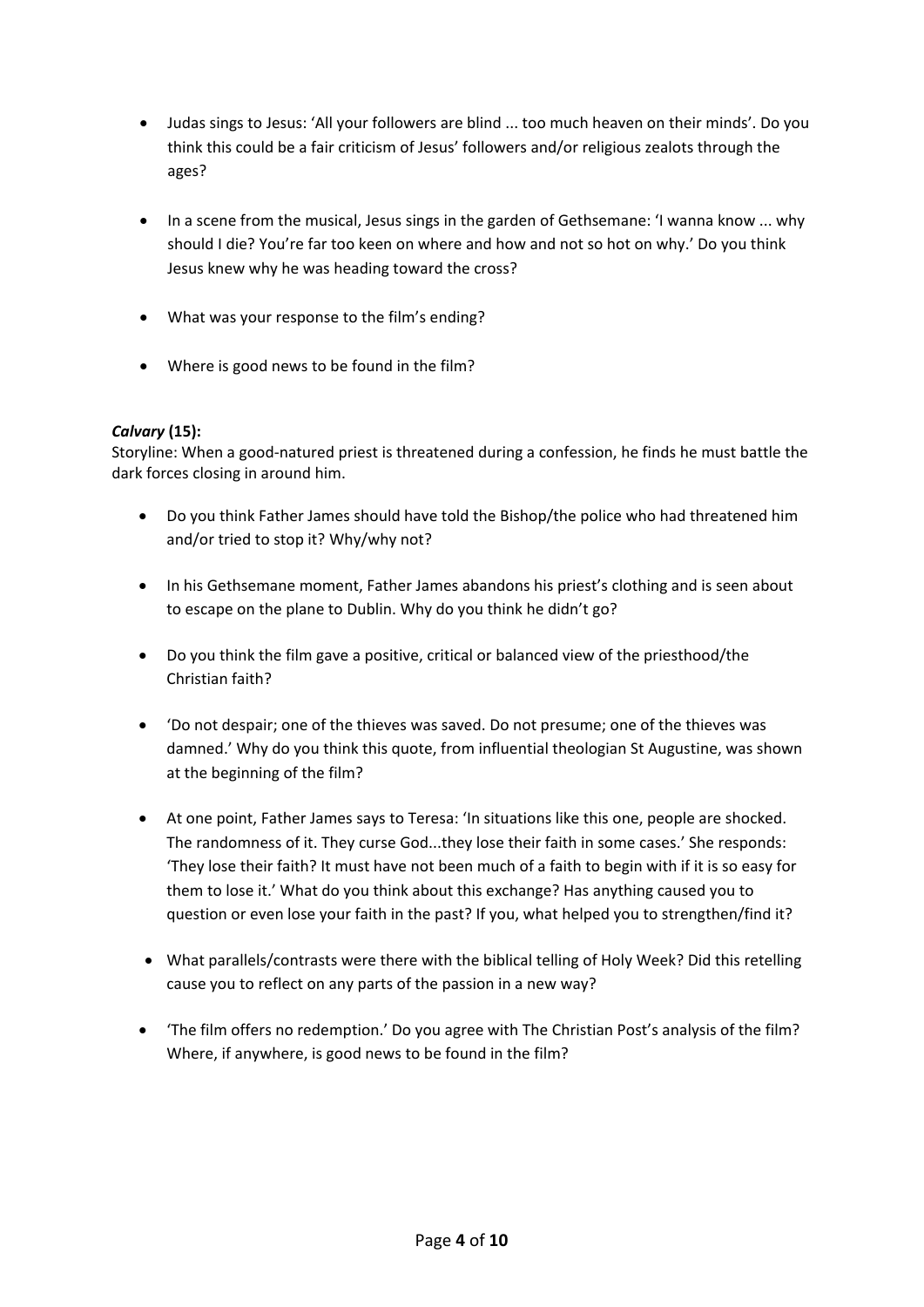- Judas sings to Jesus: 'All your followers are blind ... too much heaven on their minds'. Do you think this could be a fair criticism of Jesus' followers and/or religious zealots through the ages?

- In a scene from the musical, Jesus sings in the garden of Gethsemane: 'I wanna know ... why should I die? You're far too keen on where and how and not so hot on why.' Do you think Jesus knew why he was heading toward the cross?

- What was your response to the film's ending?

- Where is good news to be found in the film?

***Calvary* (15):**

Storyline: When a good-natured priest is threatened during a confession, he finds he must battle the dark forces closing in around him.

- Do you think Father James should have told the Bishop/the police who had threatened him and/or tried to stop it? Why/why not?

- In his Gethsemane moment, Father James abandons his priest's clothing and is seen about to escape on the plane to Dublin. Why do you think he didn't go?

- Do you think the film gave a positive, critical or balanced view of the priesthood/the Christian faith?

- 'Do not despair; one of the thieves was saved. Do not presume; one of the thieves was damned.' Why do you think this quote, from influential theologian St Augustine, was shown at the beginning of the film?

- At one point, Father James says to Teresa: 'In situations like this one, people are shocked. The randomness of it. They curse God...they lose their faith in some cases.' She responds: 'They lose their faith? It must have not been much of a faith to begin with if it is so easy for them to lose it.' What do you think about this exchange? Has anything caused you to question or even lose your faith in the past? If you, what helped you to strengthen/find it?

- What parallels/contrasts were there with the biblical telling of Holy Week? Did this retelling cause you to reflect on any parts of the passion in a new way?

- 'The film offers no redemption.' Do you agree with The Christian Post's analysis of the film? Where, if anywhere, is good news to be found in the film?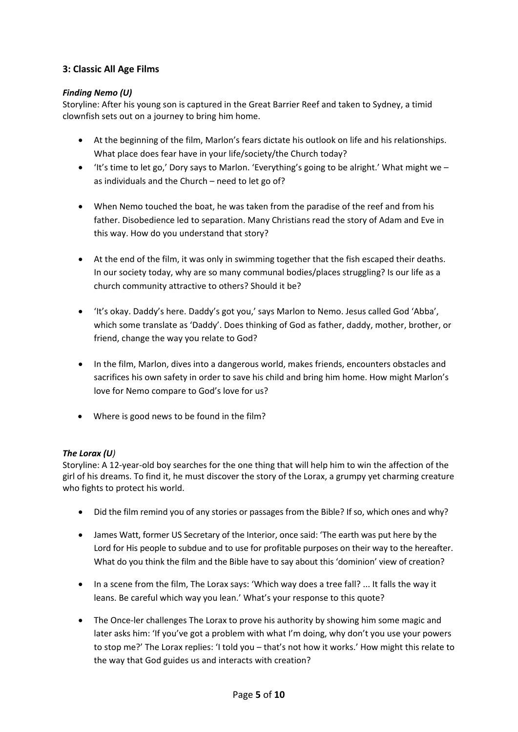## 3: Classic All Age Films

### *Finding Nemo (U)*

Storyline: After his young son is captured in the Great Barrier Reef and taken to Sydney, a timid clownfish sets out on a journey to bring him home.

- At the beginning of the film, Marlon's fears dictate his outlook on life and his relationships. What place does fear have in your life/society/the Church today?
- 'It's time to let go,' Dory says to Marlon. 'Everything's going to be alright.' What might we – as individuals and the Church – need to let go of?
- When Nemo touched the boat, he was taken from the paradise of the reef and from his father. Disobedience led to separation. Many Christians read the story of Adam and Eve in this way. How do you understand that story?
- At the end of the film, it was only in swimming together that the fish escaped their deaths. In our society today, why are so many communal bodies/places struggling? Is our life as a church community attractive to others? Should it be?
- 'It's okay. Daddy's here. Daddy's got you,' says Marlon to Nemo. Jesus called God 'Abba', which some translate as 'Daddy'. Does thinking of God as father, daddy, mother, brother, or friend, change the way you relate to God?
- In the film, Marlon, dives into a dangerous world, makes friends, encounters obstacles and sacrifices his own safety in order to save his child and bring him home. How might Marlon's love for Nemo compare to God's love for us?
- Where is good news to be found in the film?

### *The Lorax (U)*

Storyline: A 12-year-old boy searches for the one thing that will help him to win the affection of the girl of his dreams. To find it, he must discover the story of the Lorax, a grumpy yet charming creature who fights to protect his world.

- Did the film remind you of any stories or passages from the Bible? If so, which ones and why?
- James Watt, former US Secretary of the Interior, once said: 'The earth was put here by the Lord for His people to subdue and to use for profitable purposes on their way to the hereafter. What do you think the film and the Bible have to say about this 'dominion' view of creation?
- In a scene from the film, The Lorax says: 'Which way does a tree fall? ... It falls the way it leans. Be careful which way you lean.' What's your response to this quote?
- The Once-ler challenges The Lorax to prove his authority by showing him some magic and later asks him: 'If you've got a problem with what I'm doing, why don't you use your powers to stop me?' The Lorax replies: 'I told you – that's not how it works.' How might this relate to the way that God guides us and interacts with creation?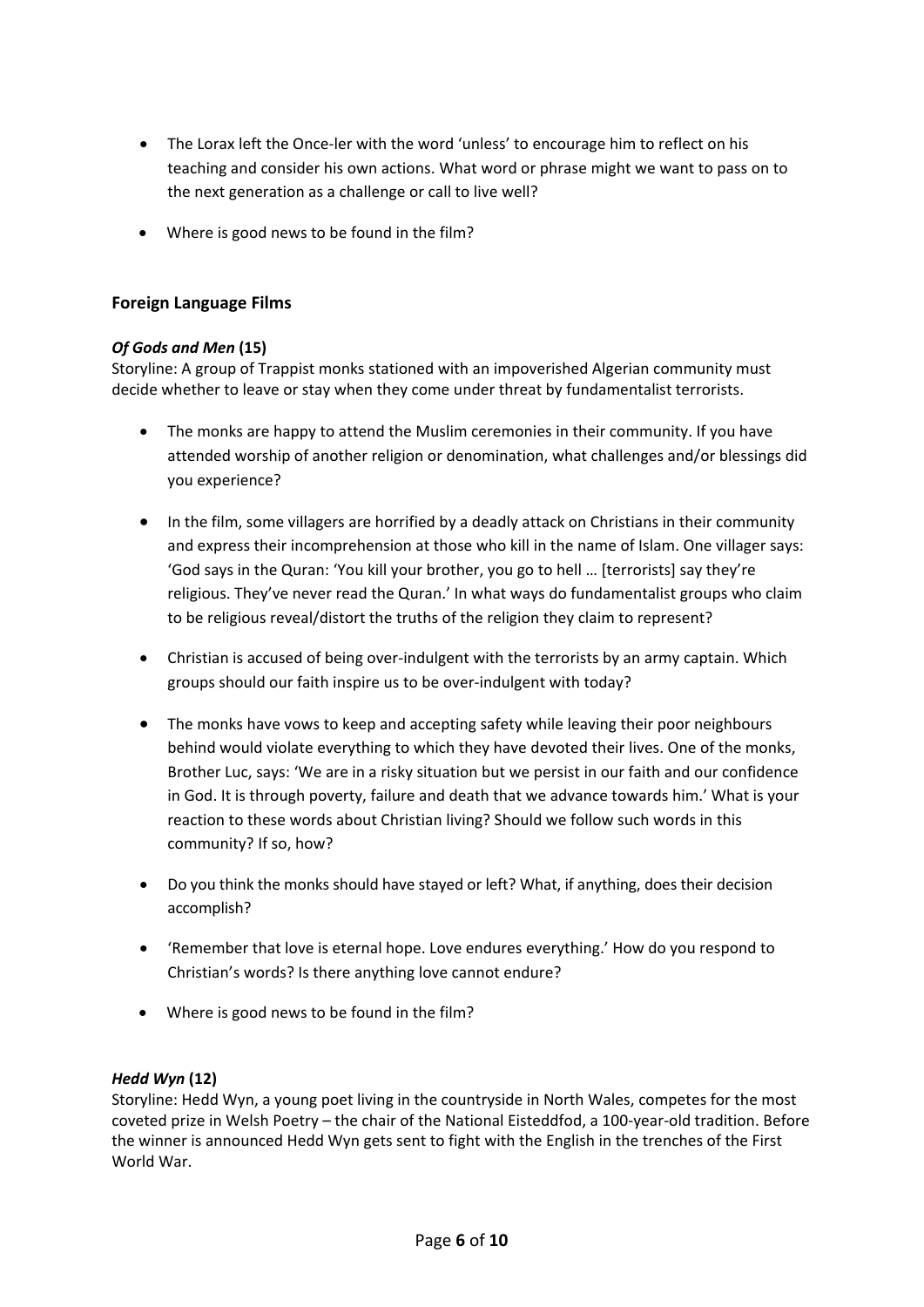- The Lorax left the Once-ler with the word 'unless' to encourage him to reflect on his teaching and consider his own actions. What word or phrase might we want to pass on to the next generation as a challenge or call to live well?

- Where is good news to be found in the film?

## Foreign Language Films

### *Of Gods and Men* (15)

Storyline: A group of Trappist monks stationed with an impoverished Algerian community must decide whether to leave or stay when they come under threat by fundamentalist terrorists.

- The monks are happy to attend the Muslim ceremonies in their community. If you have attended worship of another religion or denomination, what challenges and/or blessings did you experience?

- In the film, some villagers are horrified by a deadly attack on Christians in their community and express their incomprehension at those who kill in the name of Islam. One villager says: 'God says in the Quran: 'You kill your brother, you go to hell … [terrorists] say they're religious. They've never read the Quran.' In what ways do fundamentalist groups who claim to be religious reveal/distort the truths of the religion they claim to represent?

- Christian is accused of being over-indulgent with the terrorists by an army captain. Which groups should our faith inspire us to be over-indulgent with today?

- The monks have vows to keep and accepting safety while leaving their poor neighbours behind would violate everything to which they have devoted their lives. One of the monks, Brother Luc, says: 'We are in a risky situation but we persist in our faith and our confidence in God. It is through poverty, failure and death that we advance towards him.' What is your reaction to these words about Christian living? Should we follow such words in this community? If so, how?

- Do you think the monks should have stayed or left? What, if anything, does their decision accomplish?

- 'Remember that love is eternal hope. Love endures everything.' How do you respond to Christian's words? Is there anything love cannot endure?

- Where is good news to be found in the film?

### *Hedd Wyn* (12)

Storyline: Hedd Wyn, a young poet living in the countryside in North Wales, competes for the most coveted prize in Welsh Poetry – the chair of the National Eisteddfod, a 100-year-old tradition. Before the winner is announced Hedd Wyn gets sent to fight with the English in the trenches of the First World War.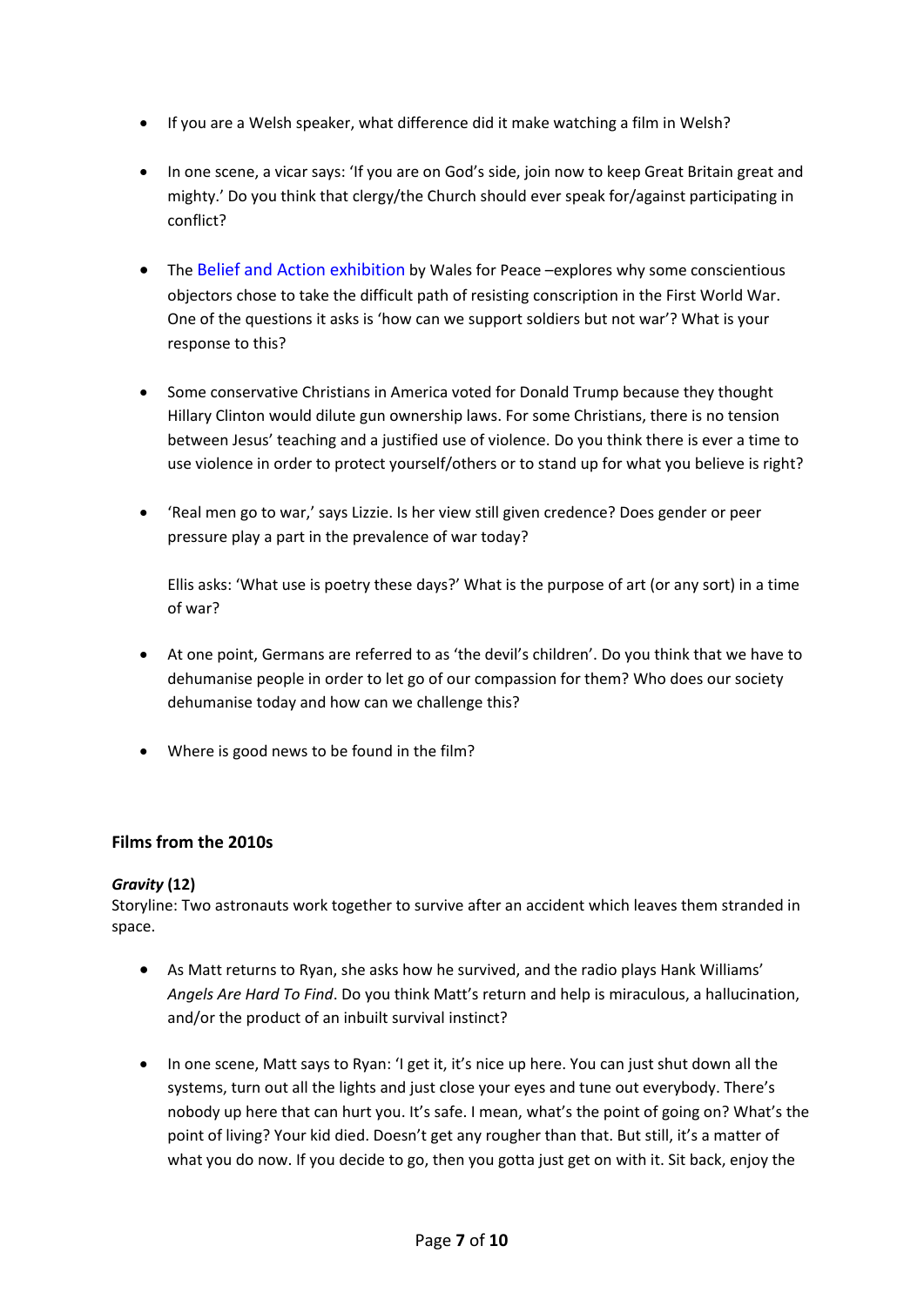- If you are a Welsh speaker, what difference did it make watching a film in Welsh?
- In one scene, a vicar says: 'If you are on God's side, join now to keep Great Britain great and mighty.' Do you think that clergy/the Church should ever speak for/against participating in conflict?
- The Belief and Action exhibition by Wales for Peace –explores why some conscientious objectors chose to take the difficult path of resisting conscription in the First World War. One of the questions it asks is 'how can we support soldiers but not war'? What is your response to this?
- Some conservative Christians in America voted for Donald Trump because they thought Hillary Clinton would dilute gun ownership laws. For some Christians, there is no tension between Jesus' teaching and a justified use of violence. Do you think there is ever a time to use violence in order to protect yourself/others or to stand up for what you believe is right?
- 'Real men go to war,' says Lizzie. Is her view still given credence? Does gender or peer pressure play a part in the prevalence of war today?

  Ellis asks: 'What use is poetry these days?' What is the purpose of art (or any sort) in a time of war?
- At one point, Germans are referred to as 'the devil's children'. Do you think that we have to dehumanise people in order to let go of our compassion for them? Who does our society dehumanise today and how can we challenge this?
- Where is good news to be found in the film?

## Films from the 2010s

### *Gravity* (12)

Storyline: Two astronauts work together to survive after an accident which leaves them stranded in space.

- As Matt returns to Ryan, she asks how he survived, and the radio plays Hank Williams' *Angels Are Hard To Find*. Do you think Matt's return and help is miraculous, a hallucination, and/or the product of an inbuilt survival instinct?
- In one scene, Matt says to Ryan: 'I get it, it's nice up here. You can just shut down all the systems, turn out all the lights and just close your eyes and tune out everybody. There's nobody up here that can hurt you. It's safe. I mean, what's the point of going on? What's the point of living? Your kid died. Doesn't get any rougher than that. But still, it's a matter of what you do now. If you decide to go, then you gotta just get on with it. Sit back, enjoy the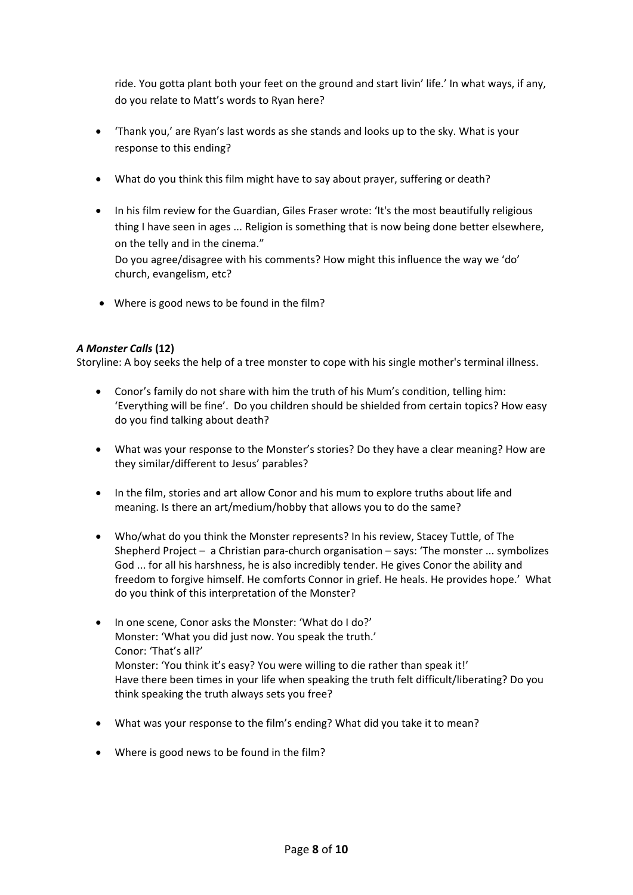ride. You gotta plant both your feet on the ground and start livin' life.' In what ways, if any, do you relate to Matt's words to Ryan here?

- 'Thank you,' are Ryan's last words as she stands and looks up to the sky. What is your response to this ending?
- What do you think this film might have to say about prayer, suffering or death?
- In his film review for the Guardian, Giles Fraser wrote: 'It's the most beautifully religious thing I have seen in ages ... Religion is something that is now being done better elsewhere, on the telly and in the cinema."
  Do you agree/disagree with his comments? How might this influence the way we 'do' church, evangelism, etc?
- Where is good news to be found in the film?

***A Monster Calls* (12)**

Storyline: A boy seeks the help of a tree monster to cope with his single mother's terminal illness.

- Conor's family do not share with him the truth of his Mum's condition, telling him: 'Everything will be fine'. Do you children should be shielded from certain topics? How easy do you find talking about death?
- What was your response to the Monster's stories? Do they have a clear meaning? How are they similar/different to Jesus' parables?
- In the film, stories and art allow Conor and his mum to explore truths about life and meaning. Is there an art/medium/hobby that allows you to do the same?
- Who/what do you think the Monster represents? In his review, Stacey Tuttle, of The Shepherd Project – a Christian para-church organisation – says: 'The monster ... symbolizes God ... for all his harshness, he is also incredibly tender. He gives Conor the ability and freedom to forgive himself. He comforts Connor in grief. He heals. He provides hope.' What do you think of this interpretation of the Monster?
- In one scene, Conor asks the Monster: 'What do I do?'
  Monster: 'What you did just now. You speak the truth.'
  Conor: 'That's all?'
  Monster: 'You think it's easy? You were willing to die rather than speak it!'
  Have there been times in your life when speaking the truth felt difficult/liberating? Do you think speaking the truth always sets you free?
- What was your response to the film's ending? What did you take it to mean?
- Where is good news to be found in the film?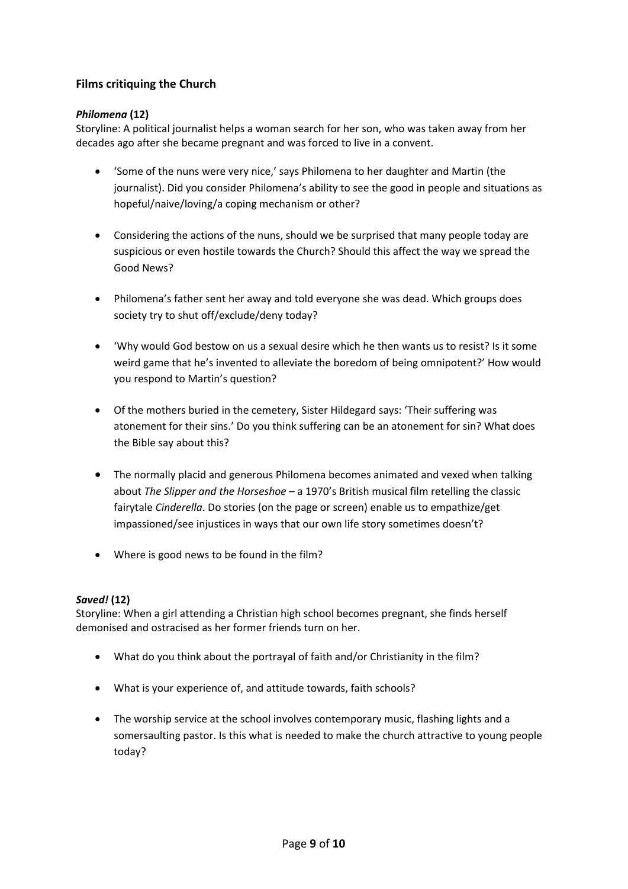## Films critiquing the Church

### *Philomena* (12)

Storyline: A political journalist helps a woman search for her son, who was taken away from her decades ago after she became pregnant and was forced to live in a convent.

- 'Some of the nuns were very nice,' says Philomena to her daughter and Martin (the journalist). Did you consider Philomena's ability to see the good in people and situations as hopeful/naive/loving/a coping mechanism or other?
- Considering the actions of the nuns, should we be surprised that many people today are suspicious or even hostile towards the Church? Should this affect the way we spread the Good News?
- Philomena's father sent her away and told everyone she was dead. Which groups does society try to shut off/exclude/deny today?
- 'Why would God bestow on us a sexual desire which he then wants us to resist? Is it some weird game that he's invented to alleviate the boredom of being omnipotent?' How would you respond to Martin's question?
- Of the mothers buried in the cemetery, Sister Hildegard says: 'Their suffering was atonement for their sins.' Do you think suffering can be an atonement for sin? What does the Bible say about this?
- The normally placid and generous Philomena becomes animated and vexed when talking about *The Slipper and the Horseshoe* – a 1970's British musical film retelling the classic fairytale *Cinderella*. Do stories (on the page or screen) enable us to empathize/get impassioned/see injustices in ways that our own life story sometimes doesn't?
- Where is good news to be found in the film?

### *Saved!* (12)

Storyline: When a girl attending a Christian high school becomes pregnant, she finds herself demonised and ostracised as her former friends turn on her.

- What do you think about the portrayal of faith and/or Christianity in the film?
- What is your experience of, and attitude towards, faith schools?
- The worship service at the school involves contemporary music, flashing lights and a somersaulting pastor. Is this what is needed to make the church attractive to young people today?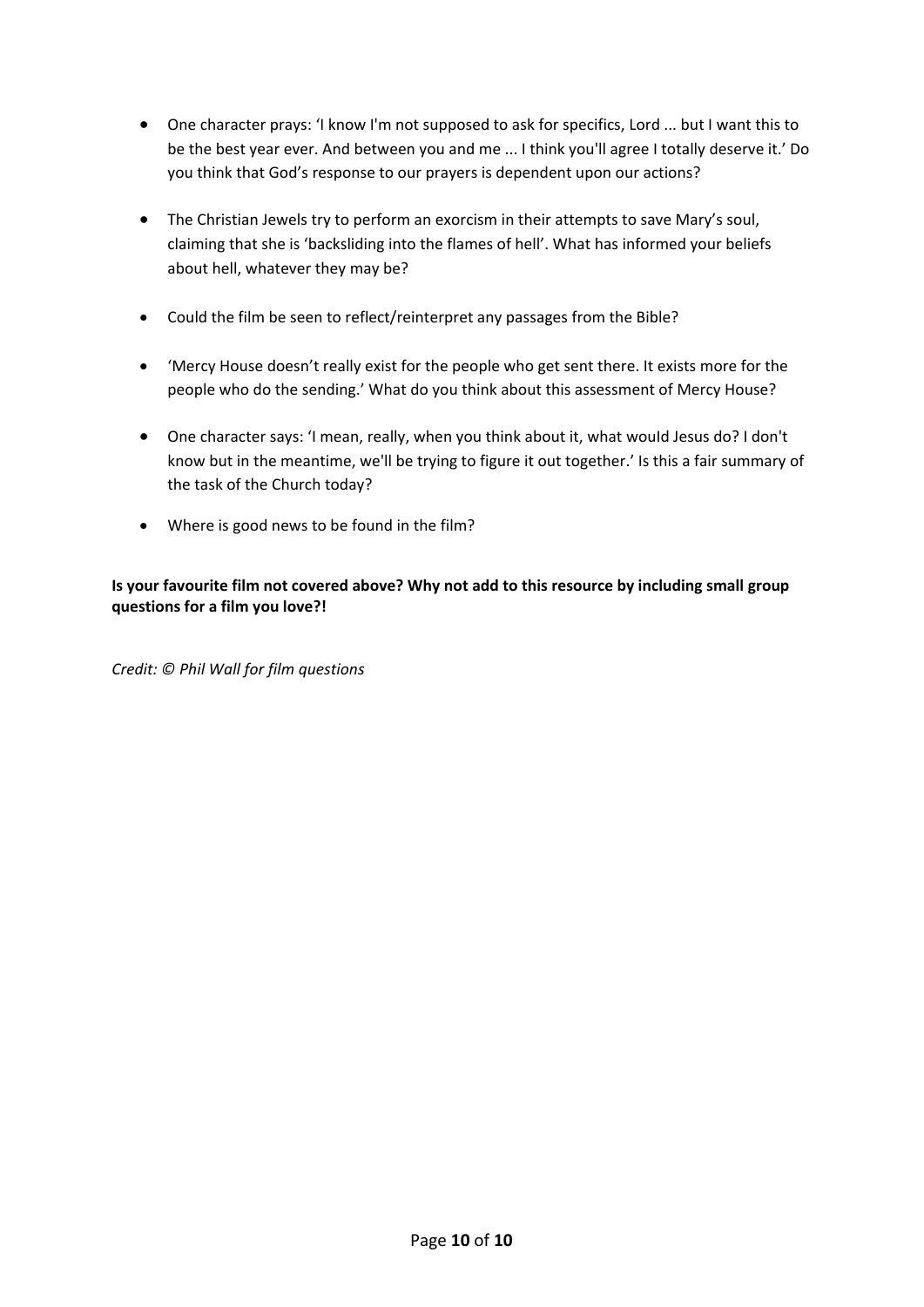- One character prays: 'I know I'm not supposed to ask for specifics, Lord ... but I want this to be the best year ever. And between you and me ... I think you'll agree I totally deserve it.' Do you think that God's response to our prayers is dependent upon our actions?
- The Christian Jewels try to perform an exorcism in their attempts to save Mary's soul, claiming that she is 'backsliding into the flames of hell'. What has informed your beliefs about hell, whatever they may be?
- Could the film be seen to reflect/reinterpret any passages from the Bible?
- 'Mercy House doesn't really exist for the people who get sent there. It exists more for the people who do the sending.' What do you think about this assessment of Mercy House?
- One character says: 'I mean, really, when you think about it, what would Jesus do? I don't know but in the meantime, we'll be trying to figure it out together.' Is this a fair summary of the task of the Church today?
- Where is good news to be found in the film?

**Is your favourite film not covered above? Why not add to this resource by including small group questions for a film you love?!**

*Credit: © Phil Wall for film questions*